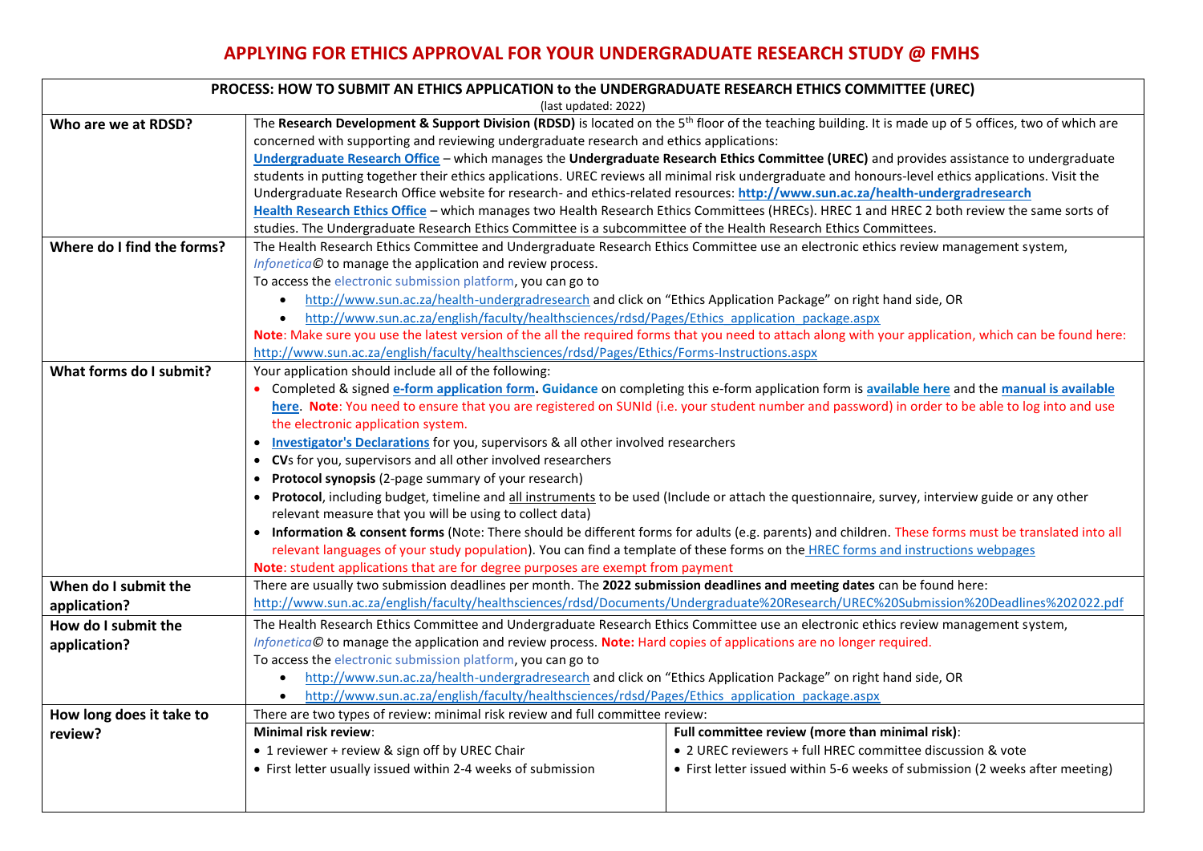# APPLYING FOR ETHICS APPROVAL FOR YOUR UNDERGRADUATE RESEARCH STUDY @ FMHS

| PROCESS: HOW TO SUBMIT AN ETHICS APPLICATION to the UNDERGRADUATE RESEARCH ETHICS COMMITTEE (UREC) (last updated: 2022) | | |
|---|---|---|
| **Who are we at RDSD?** | The **Research Development & Support Division (RDSD)** is located on the 5th floor of the teaching building. It is made up of 5 offices, two of which are concerned with supporting and reviewing undergraduate research and ethics applications:<br>**Undergraduate Research Office** – which manages the **Undergraduate Research Ethics Committee (UREC)** and provides assistance to undergraduate students in putting together their ethics applications. UREC reviews all minimal risk undergraduate and honours-level ethics applications. Visit the Undergraduate Research Office website for research- and ethics-related resources: **http://www.sun.ac.za/health-undergradresearch**<br>**Health Research Ethics Office** – which manages two Health Research Ethics Committees (HRECs). HREC 1 and HREC 2 both review the same sorts of studies. The Undergraduate Research Ethics Committee is a subcommittee of the Health Research Ethics Committees. | |
| **Where do I find the forms?** | The Health Research Ethics Committee and Undergraduate Research Ethics Committee use an electronic ethics review management system, *Infonetica©* to manage the application and review process.<br>To access the electronic submission platform, you can go to<br>• http://www.sun.ac.za/health-undergradresearch and click on "Ethics Application Package" on right hand side, OR<br>• http://www.sun.ac.za/english/faculty/healthsciences/rdsd/Pages/Ethics_application_package.aspx<br>**Note**: Make sure you use the latest version of the all the required forms that you need to attach along with your application, which can be found here: http://www.sun.ac.za/english/faculty/healthsciences/rdsd/Pages/Ethics/Forms-Instructions.aspx | |
| **What forms do I submit?** | Your application should include all of the following:<br>• Completed & signed **e-form application form. Guidance** on completing this e-form application form is **available here** and the **manual is available here**. **Note**: You need to ensure that you are registered on SUNId (i.e. your student number and password) in order to be able to log into and use the electronic application system.<br>• **Investigator's Declarations** for you, supervisors & all other involved researchers<br>• **CV**s for you, supervisors and all other involved researchers<br>• **Protocol synopsis** (2-page summary of your research)<br>• **Protocol**, including budget, timeline and all instruments to be used (Include or attach the questionnaire, survey, interview guide or any other relevant measure that you will be using to collect data)<br>• **Information & consent forms** (Note: There should be different forms for adults (e.g. parents) and children. These forms must be translated into all relevant languages of your study population). You can find a template of these forms on the HREC forms and instructions webpages<br>**Note**: student applications that are for degree purposes are exempt from payment | |
| **When do I submit the application?** | There are usually two submission deadlines per month. The **2022 submission deadlines and meeting dates** can be found here: http://www.sun.ac.za/english/faculty/healthsciences/rdsd/Documents/Undergraduate%20Research/UREC%20Submission%20Deadlines%202022.pdf | |
| **How do I submit the application?** | The Health Research Ethics Committee and Undergraduate Research Ethics Committee use an electronic ethics review management system, *Infonetica©* to manage the application and review process. **Note:** Hard copies of applications are no longer required.<br>To access the electronic submission platform, you can go to<br>• http://www.sun.ac.za/health-undergradresearch and click on "Ethics Application Package" on right hand side, OR<br>• http://www.sun.ac.za/english/faculty/healthsciences/rdsd/Pages/Ethics_application_package.aspx | |
| **How long does it take to review?** | There are two types of review: minimal risk review and full committee review: | |
| | **Minimal risk review**:<br>• 1 reviewer + review & sign off by UREC Chair<br>• First letter usually issued within 2-4 weeks of submission | **Full committee review (more than minimal risk)**:<br>• 2 UREC reviewers + full HREC committee discussion & vote<br>• First letter issued within 5-6 weeks of submission (2 weeks after meeting) |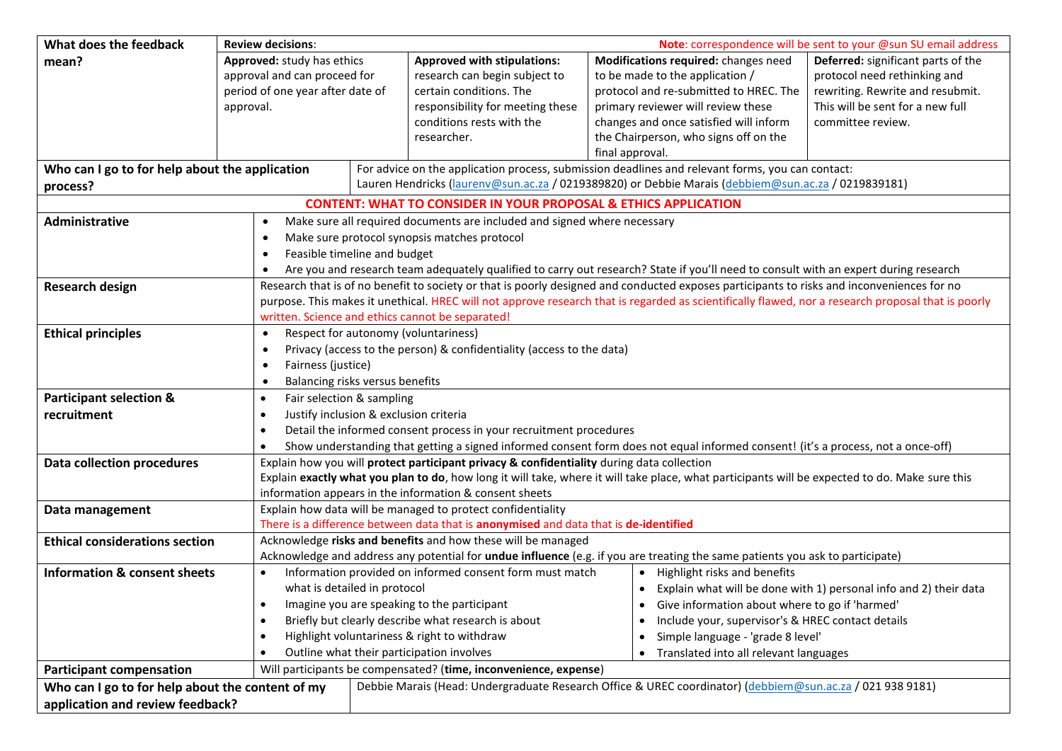| | | | | |
|---|---|---|---|---|
| **What does the feedback mean?** | **Review decisions**: | | | **Note**: correspondence will be sent to your @sun SU email address |
| | **Approved:** study has ethics approval and can proceed for period of one year after date of approval. | **Approved with stipulations:** research can begin subject to certain conditions. The responsibility for meeting these conditions rests with the researcher. | **Modifications required:** changes need to be made to the application / protocol and re-submitted to HREC. The primary reviewer will review these changes and once satisfied will inform the Chairperson, who signs off on the final approval. | **Deferred:** significant parts of the protocol need rethinking and rewriting. Rewrite and resubmit. This will be sent for a new full committee review. |
| **Who can I go to for help about the application process?** | For advice on the application process, submission deadlines and relevant forms, you can contact: Lauren Hendricks (laurenv@sun.ac.za / 0219389820) or Debbie Marais (debbiem@sun.ac.za / 0219839181) | | | |

**CONTENT: WHAT TO CONSIDER IN YOUR PROPOSAL & ETHICS APPLICATION**

| | |
|---|---|
| **Administrative** | • Make sure all required documents are included and signed where necessary<br>• Make sure protocol synopsis matches protocol<br>• Feasible timeline and budget<br>• Are you and research team adequately qualified to carry out research? State if you'll need to consult with an expert during research |
| **Research design** | Research that is of no benefit to society or that is poorly designed and conducted exposes participants to risks and inconveniences for no purpose. This makes it unethical. HREC will not approve research that is regarded as scientifically flawed, nor a research proposal that is poorly written. Science and ethics cannot be separated! |
| **Ethical principles** | • Respect for autonomy (voluntariness)<br>• Privacy (access to the person) & confidentiality (access to the data)<br>• Fairness (justice)<br>• Balancing risks versus benefits |
| **Participant selection & recruitment** | • Fair selection & sampling<br>• Justify inclusion & exclusion criteria<br>• Detail the informed consent process in your recruitment procedures<br>• Show understanding that getting a signed informed consent form does not equal informed consent! (it's a process, not a once-off) |
| **Data collection procedures** | Explain how you will **protect participant privacy & confidentiality** during data collection<br>Explain **exactly what you plan to do**, how long it will take, where it will take place, what participants will be expected to do. Make sure this information appears in the information & consent sheets |
| **Data management** | Explain how data will be managed to protect confidentiality<br>There is a difference between data that is **anonymised** and data that is **de-identified** |
| **Ethical considerations section** | Acknowledge **risks and benefits** and how these will be managed<br>Acknowledge and address any potential for **undue influence** (e.g. if you are treating the same patients you ask to participate) |
| **Information & consent sheets** | • Information provided on informed consent form must match what is detailed in protocol<br>• Imagine you are speaking to the participant<br>• Briefly but clearly describe what research is about<br>• Highlight voluntariness & right to withdraw<br>• Outline what their participation involves<br>• Highlight risks and benefits<br>• Explain what will be done with 1) personal info and 2) their data<br>• Give information about where to go if 'harmed'<br>• Include your, supervisor's & HREC contact details<br>• Simple language - 'grade 8 level'<br>• Translated into all relevant languages |
| **Participant compensation** | Will participants be compensated? (**time, inconvenience, expense**) |
| **Who can I go to for help about the content of my application and review feedback?** | Debbie Marais (Head: Undergraduate Research Office & UREC coordinator) (debbiem@sun.ac.za / 021 938 9181) |